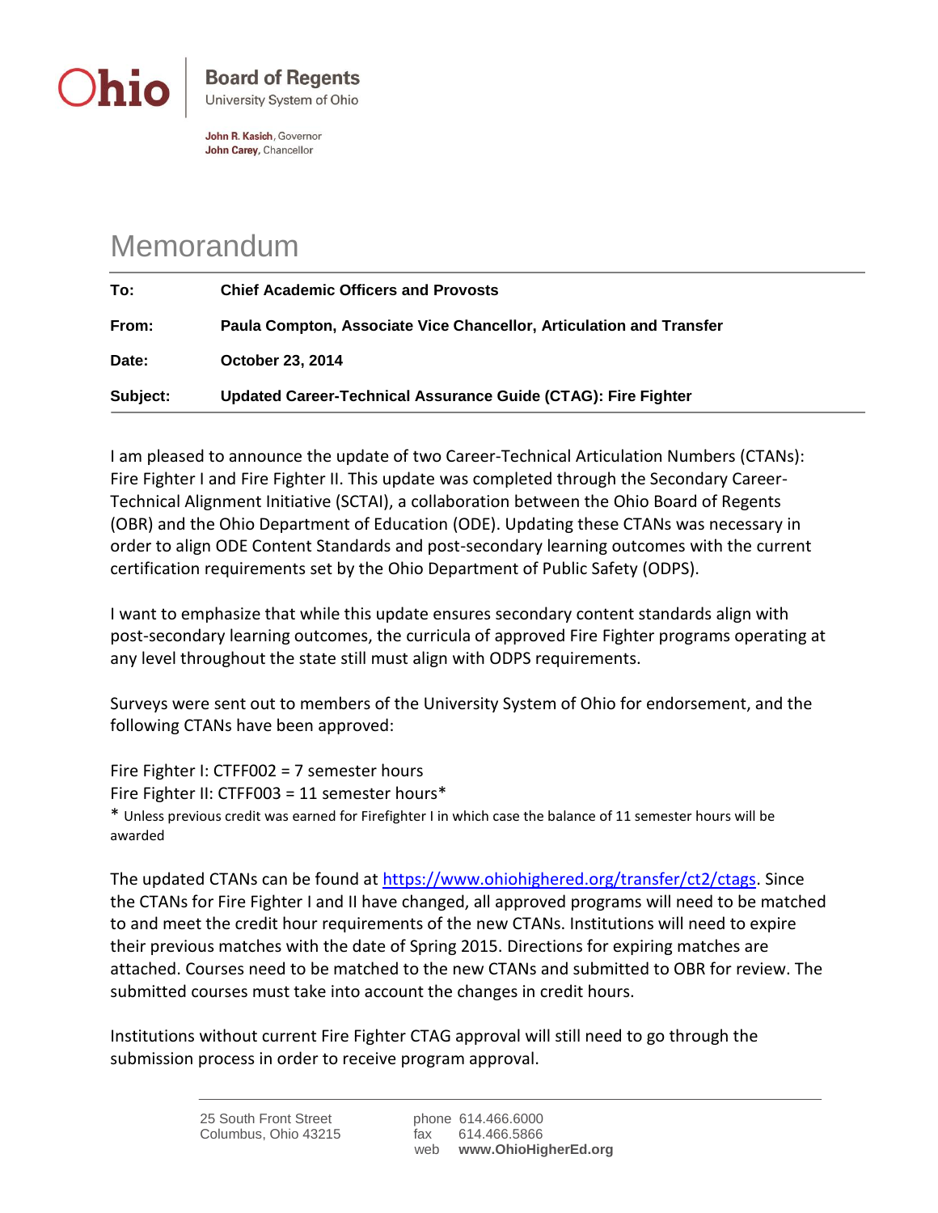**Ohio** | **Board of Regents**
University System of Ohio

**John R. Kasich**, Governor
**John Carey**, Chancellor

# Memorandum

| | |
|---|---|
| **To:** | **Chief Academic Officers and Provosts** |
| **From:** | **Paula Compton, Associate Vice Chancellor, Articulation and Transfer** |
| **Date:** | **October 23, 2014** |
| **Subject:** | **Updated Career-Technical Assurance Guide (CTAG): Fire Fighter** |

I am pleased to announce the update of two Career-Technical Articulation Numbers (CTANs): Fire Fighter I and Fire Fighter II. This update was completed through the Secondary Career-Technical Alignment Initiative (SCTAI), a collaboration between the Ohio Board of Regents (OBR) and the Ohio Department of Education (ODE). Updating these CTANs was necessary in order to align ODE Content Standards and post-secondary learning outcomes with the current certification requirements set by the Ohio Department of Public Safety (ODPS).

I want to emphasize that while this update ensures secondary content standards align with post-secondary learning outcomes, the curricula of approved Fire Fighter programs operating at any level throughout the state still must align with ODPS requirements.

Surveys were sent out to members of the University System of Ohio for endorsement, and the following CTANs have been approved:

Fire Fighter I: CTFF002 = 7 semester hours
Fire Fighter II: CTFF003 = 11 semester hours*
* Unless previous credit was earned for Firefighter I in which case the balance of 11 semester hours will be awarded

The updated CTANs can be found at [https://www.ohiohighered.org/transfer/ct2/ctags](https://www.ohiohighered.org/transfer/ct2/ctags). Since the CTANs for Fire Fighter I and II have changed, all approved programs will need to be matched to and meet the credit hour requirements of the new CTANs. Institutions will need to expire their previous matches with the date of Spring 2015. Directions for expiring matches are attached. Courses need to be matched to the new CTANs and submitted to OBR for review. The submitted courses must take into account the changes in credit hours.

Institutions without current Fire Fighter CTAG approval will still need to go through the submission process in order to receive program approval.

25 South Front Street
Columbus, Ohio 43215

phone 614.466.6000
fax 614.466.5866
web **www.OhioHigherEd.org**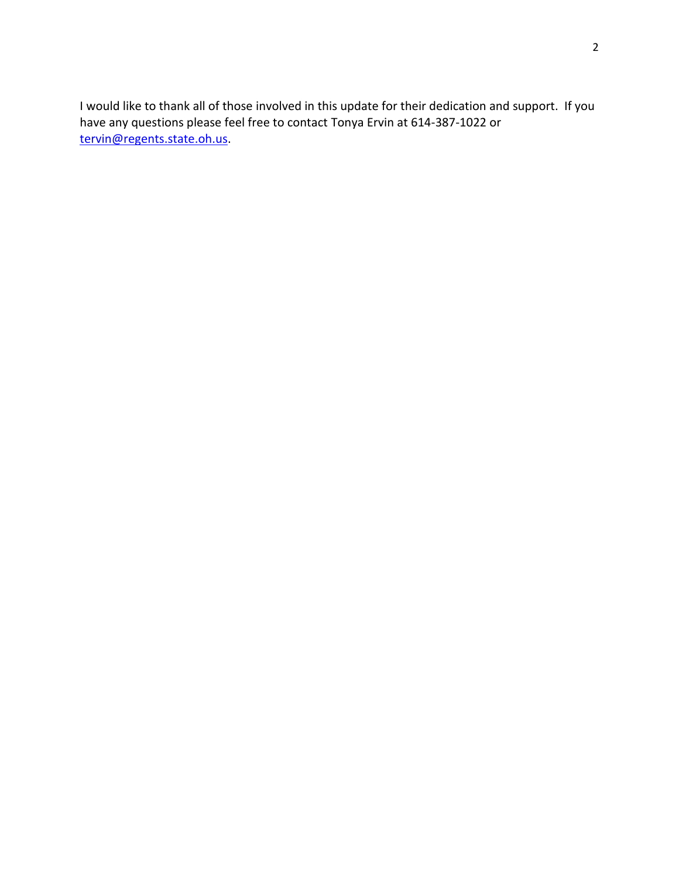I would like to thank all of those involved in this update for their dedication and support. If you have any questions please feel free to contact Tonya Ervin at 614-387-1022 or tervin@regents.state.oh.us.